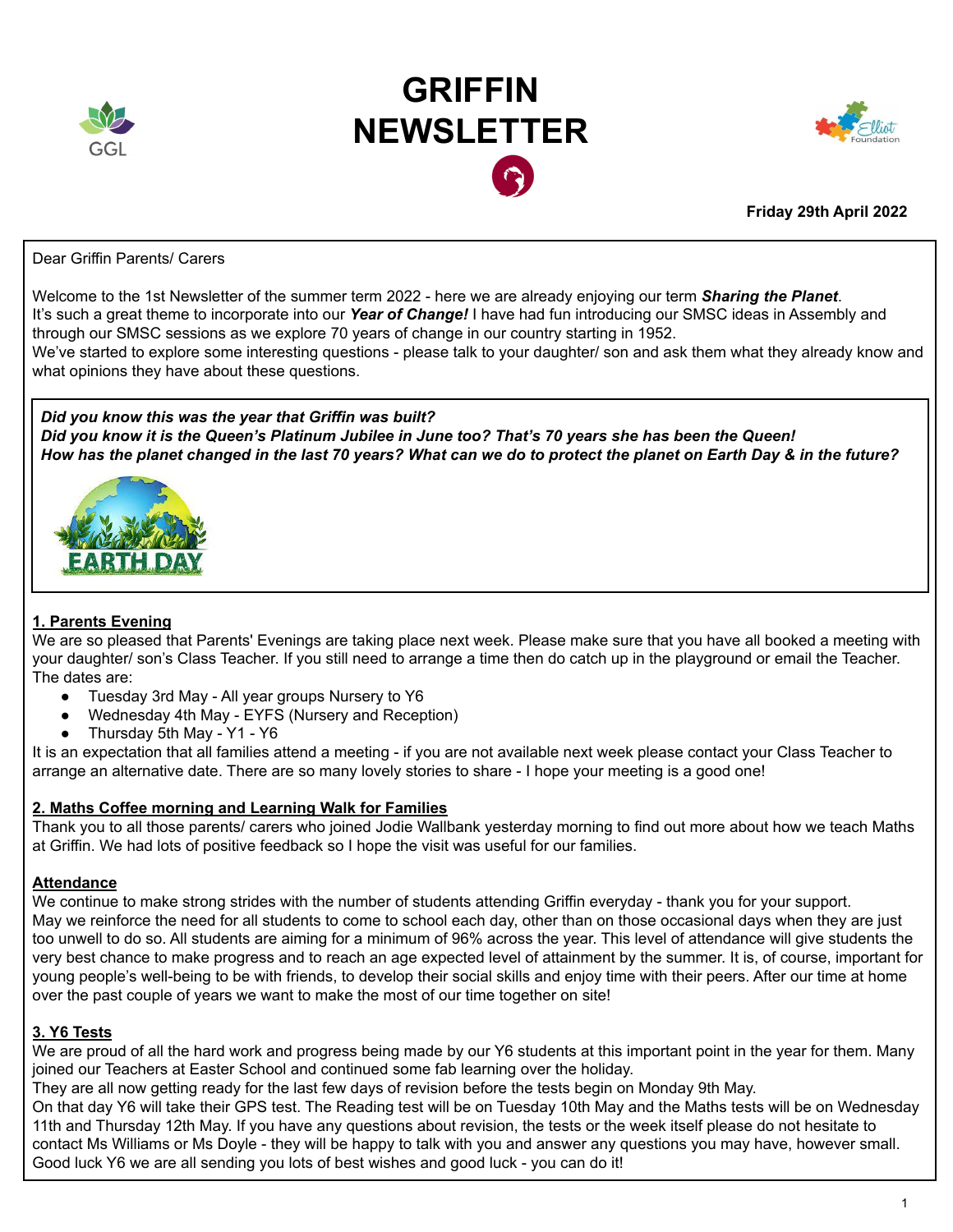# GRIFFIN NEWSLETTER

**Friday 29th April 2022**

Dear Griffin Parents/ Carers

Welcome to the 1st Newsletter of the summer term 2022 - here we are already enjoying our term ***Sharing the Planet***.
It's such a great theme to incorporate into our ***Year of Change!*** I have had fun introducing our SMSC ideas in Assembly and through our SMSC sessions as we explore 70 years of change in our country starting in 1952.
We've started to explore some interesting questions - please talk to your daughter/ son and ask them what they already know and what opinions they have about these questions.

***Did you know this was the year that Griffin was built?***
***Did you know it is the Queen's Platinum Jubilee in June too? That's 70 years she has been the Queen!***
***How has the planet changed in the last 70 years? What can we do to protect the planet on Earth Day & in the future?***

EARTH DAY

## 1. Parents Evening

We are so pleased that Parents' Evenings are taking place next week. Please make sure that you have all booked a meeting with your daughter/ son's Class Teacher. If you still need to arrange a time then do catch up in the playground or email the Teacher. The dates are:

- Tuesday 3rd May - All year groups Nursery to Y6
- Wednesday 4th May - EYFS (Nursery and Reception)
- Thursday 5th May - Y1 - Y6

It is an expectation that all families attend a meeting - if you are not available next week please contact your Class Teacher to arrange an alternative date. There are so many lovely stories to share - I hope your meeting is a good one!

## 2. Maths Coffee morning and Learning Walk for Families

Thank you to all those parents/ carers who joined Jodie Wallbank yesterday morning to find out more about how we teach Maths at Griffin. We had lots of positive feedback so I hope the visit was useful for our families.

## Attendance

We continue to make strong strides with the number of students attending Griffin everyday - thank you for your support. May we reinforce the need for all students to come to school each day, other than on those occasional days when they are just too unwell to do so. All students are aiming for a minimum of 96% across the year. This level of attendance will give students the very best chance to make progress and to reach an age expected level of attainment by the summer. It is, of course, important for young people's well-being to be with friends, to develop their social skills and enjoy time with their peers. After our time at home over the past couple of years we want to make the most of our time together on site!

## 3. Y6 Tests

We are proud of all the hard work and progress being made by our Y6 students at this important point in the year for them. Many joined our Teachers at Easter School and continued some fab learning over the holiday.
They are all now getting ready for the last few days of revision before the tests begin on Monday 9th May.
On that day Y6 will take their GPS test. The Reading test will be on Tuesday 10th May and the Maths tests will be on Wednesday 11th and Thursday 12th May. If you have any questions about revision, the tests or the week itself please do not hesitate to contact Ms Williams or Ms Doyle - they will be happy to talk with you and answer any questions you may have, however small.
Good luck Y6 we are all sending you lots of best wishes and good luck - you can do it!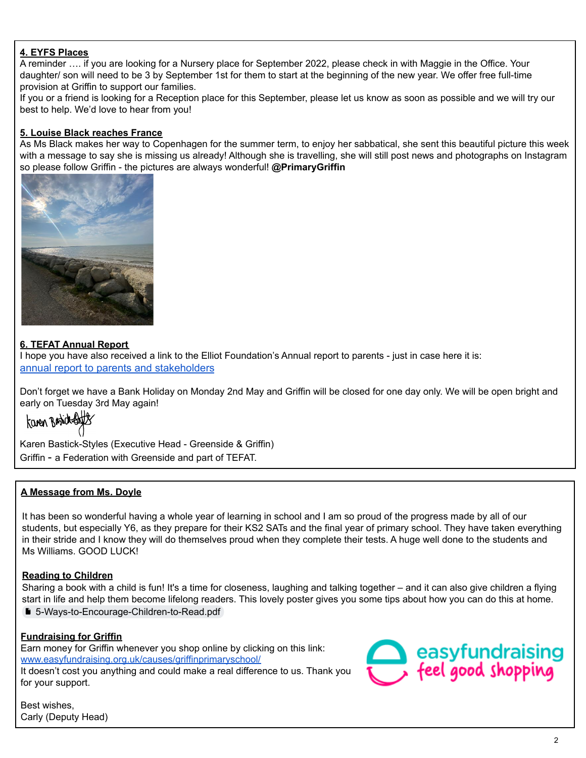**4. EYFS Places**

A reminder …. if you are looking for a Nursery place for September 2022, please check in with Maggie in the Office. Your daughter/ son will need to be 3 by September 1st for them to start at the beginning of the new year. We offer free full-time provision at Griffin to support our families.

If you or a friend is looking for a Reception place for this September, please let us know as soon as possible and we will try our best to help. We'd love to hear from you!

**5. Louise Black reaches France**

As Ms Black makes her way to Copenhagen for the summer term, to enjoy her sabbatical, she sent this beautiful picture this week with a message to say she is missing us already! Although she is travelling, she will still post news and photographs on Instagram so please follow Griffin - the pictures are always wonderful! **@PrimaryGriffin**

**6. TEFAT Annual Report**

I hope you have also received a link to the Elliot Foundation's Annual report to parents - just in case here it is:
annual report to parents and stakeholders

Don't forget we have a Bank Holiday on Monday 2nd May and Griffin will be closed for one day only. We will be open bright and early on Tuesday 3rd May again!

Karen Bastick-Styles (Executive Head - Greenside & Griffin)
Griffin - a Federation with Greenside and part of TEFAT.

**A Message from Ms. Doyle**

It has been so wonderful having a whole year of learning in school and I am so proud of the progress made by all of our students, but especially Y6, as they prepare for their KS2 SATs and the final year of primary school. They have taken everything in their stride and I know they will do themselves proud when they complete their tests. A huge well done to the students and Ms Williams. GOOD LUCK!

**Reading to Children**

Sharing a book with a child is fun! It's a time for closeness, laughing and talking together – and it can also give children a flying start in life and help them become lifelong readers. This lovely poster gives you some tips about how you can do this at home.
5-Ways-to-Encourage-Children-to-Read.pdf

**Fundraising for Griffin**

Earn money for Griffin whenever you shop online by clicking on this link:
www.easyfundraising.org.uk/causes/griffinprimaryschool/
It doesn't cost you anything and could make a real difference to us. Thank you for your support.

easyfundraising feel good shopping

Best wishes,
Carly (Deputy Head)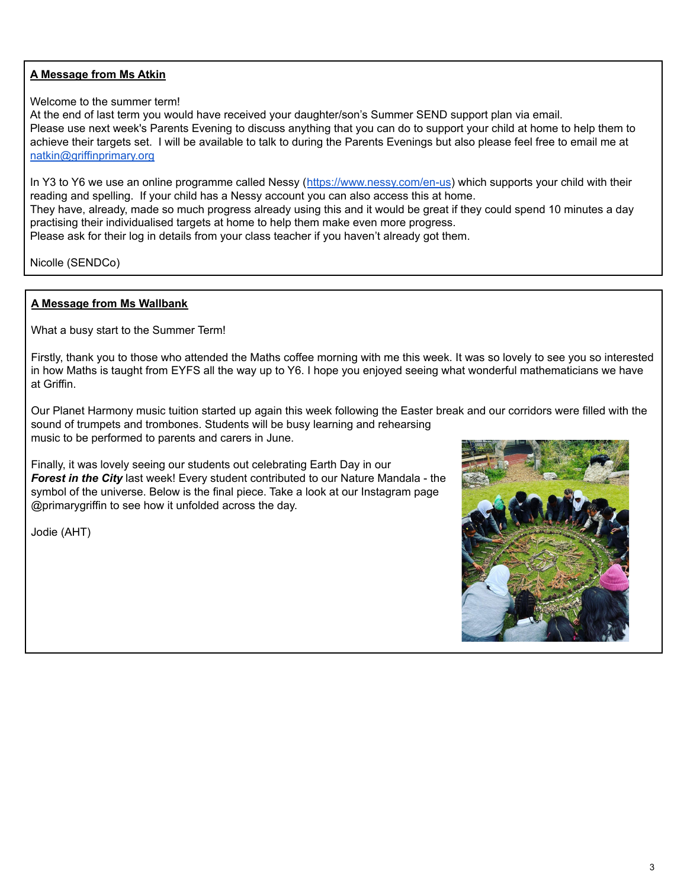**A Message from Ms Atkin**

Welcome to the summer term!
At the end of last term you would have received your daughter/son's Summer SEND support plan via email.
Please use next week's Parents Evening to discuss anything that you can do to support your child at home to help them to achieve their targets set. I will be available to talk to during the Parents Evenings but also please feel free to email me at natkin@griffinprimary.org

In Y3 to Y6 we use an online programme called Nessy (https://www.nessy.com/en-us) which supports your child with their reading and spelling. If your child has a Nessy account you can also access this at home.
They have, already, made so much progress already using this and it would be great if they could spend 10 minutes a day practising their individualised targets at home to help them make even more progress.
Please ask for their log in details from your class teacher if you haven't already got them.

Nicolle (SENDCo)

**A Message from Ms Wallbank**

What a busy start to the Summer Term!

Firstly, thank you to those who attended the Maths coffee morning with me this week. It was so lovely to see you so interested in how Maths is taught from EYFS all the way up to Y6. I hope you enjoyed seeing what wonderful mathematicians we have at Griffin.

Our Planet Harmony music tuition started up again this week following the Easter break and our corridors were filled with the sound of trumpets and trombones. Students will be busy learning and rehearsing music to be performed to parents and carers in June.

Finally, it was lovely seeing our students out celebrating Earth Day in our ***Forest in the City*** last week! Every student contributed to our Nature Mandala - the symbol of the universe. Below is the final piece. Take a look at our Instagram page @primarygriffin to see how it unfolded across the day.

Jodie (AHT)